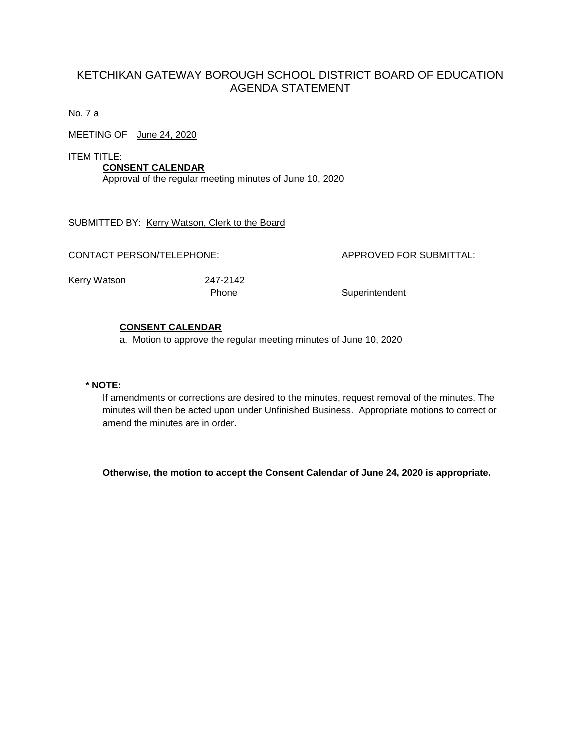# KETCHIKAN GATEWAY BOROUGH SCHOOL DISTRICT BOARD OF EDUCATION AGENDA STATEMENT

No. 7 a

MEETING OF June 24, 2020

ITEM TITLE:

**CONSENT CALENDAR**

Approval of the regular meeting minutes of June 10, 2020

SUBMITTED BY: Kerry Watson, Clerk to the Board

CONTACT PERSON/TELEPHONE:

Kerry Watson 247-2142
Phone

APPROVED FOR SUBMITTAL:

______________________
Superintendent

**CONSENT CALENDAR**

a. Motion to approve the regular meeting minutes of June 10, 2020

**\* NOTE:**

If amendments or corrections are desired to the minutes, request removal of the minutes. The minutes will then be acted upon under Unfinished Business. Appropriate motions to correct or amend the minutes are in order.

**Otherwise, the motion to accept the Consent Calendar of June 24, 2020 is appropriate.**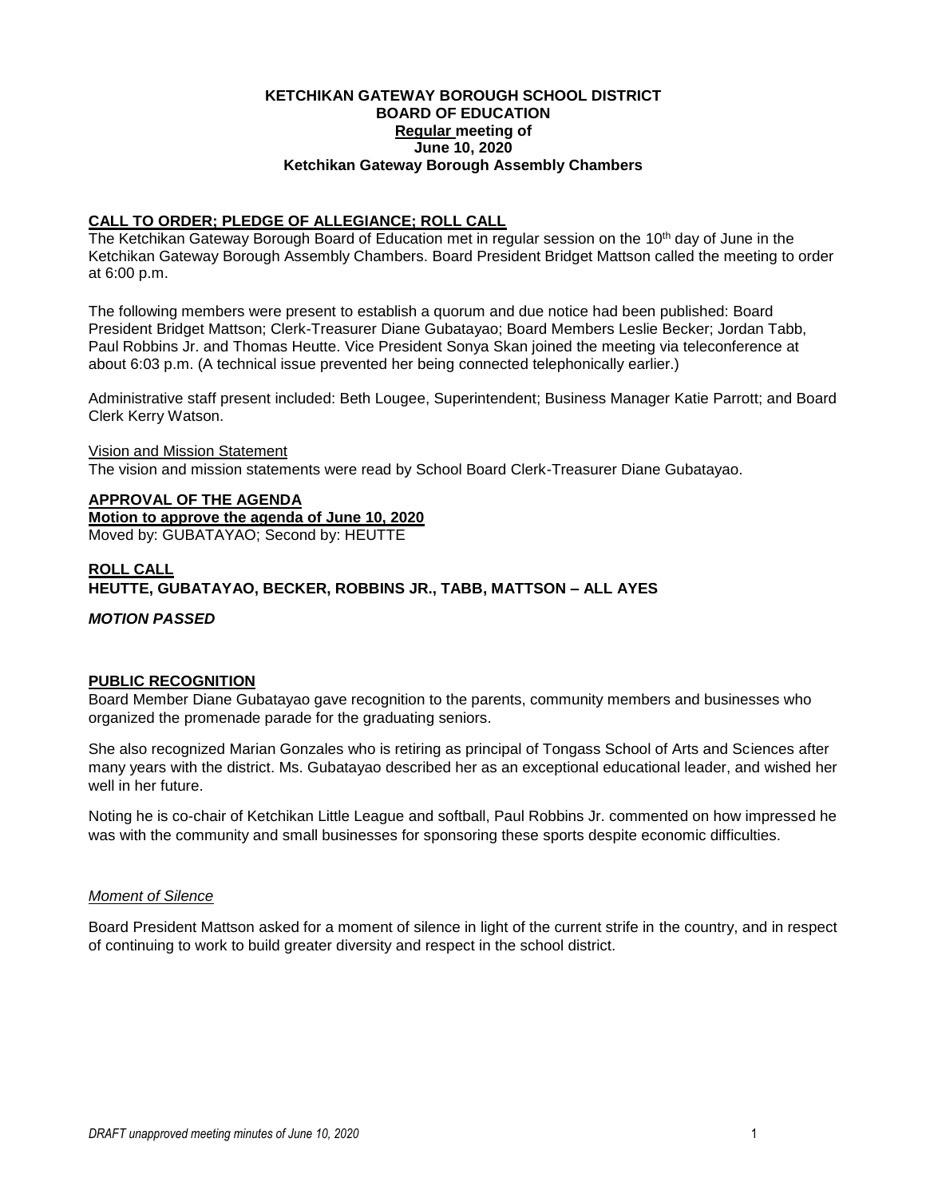**KETCHIKAN GATEWAY BOROUGH SCHOOL DISTRICT**
**BOARD OF EDUCATION**
**Regular meeting of**
**June 10, 2020**
**Ketchikan Gateway Borough Assembly Chambers**

## CALL TO ORDER; PLEDGE OF ALLEGIANCE; ROLL CALL

The Ketchikan Gateway Borough Board of Education met in regular session on the 10th day of June in the Ketchikan Gateway Borough Assembly Chambers. Board President Bridget Mattson called the meeting to order at 6:00 p.m.

The following members were present to establish a quorum and due notice had been published: Board President Bridget Mattson; Clerk-Treasurer Diane Gubatayao; Board Members Leslie Becker; Jordan Tabb, Paul Robbins Jr. and Thomas Heutte. Vice President Sonya Skan joined the meeting via teleconference at about 6:03 p.m. (A technical issue prevented her being connected telephonically earlier.)

Administrative staff present included: Beth Lougee, Superintendent; Business Manager Katie Parrott; and Board Clerk Kerry Watson.

Vision and Mission Statement

The vision and mission statements were read by School Board Clerk-Treasurer Diane Gubatayao.

## APPROVAL OF THE AGENDA

**Motion to approve the agenda of June 10, 2020**

Moved by: GUBATAYAO; Second by: HEUTTE

**ROLL CALL**

**HEUTTE, GUBATAYAO, BECKER, ROBBINS JR., TABB, MATTSON – ALL AYES**

***MOTION PASSED***

## PUBLIC RECOGNITION

Board Member Diane Gubatayao gave recognition to the parents, community members and businesses who organized the promenade parade for the graduating seniors.

She also recognized Marian Gonzales who is retiring as principal of Tongass School of Arts and Sciences after many years with the district. Ms. Gubatayao described her as an exceptional educational leader, and wished her well in her future.

Noting he is co-chair of Ketchikan Little League and softball, Paul Robbins Jr. commented on how impressed he was with the community and small businesses for sponsoring these sports despite economic difficulties.

*Moment of Silence*

Board President Mattson asked for a moment of silence in light of the current strife in the country, and in respect of continuing to work to build greater diversity and respect in the school district.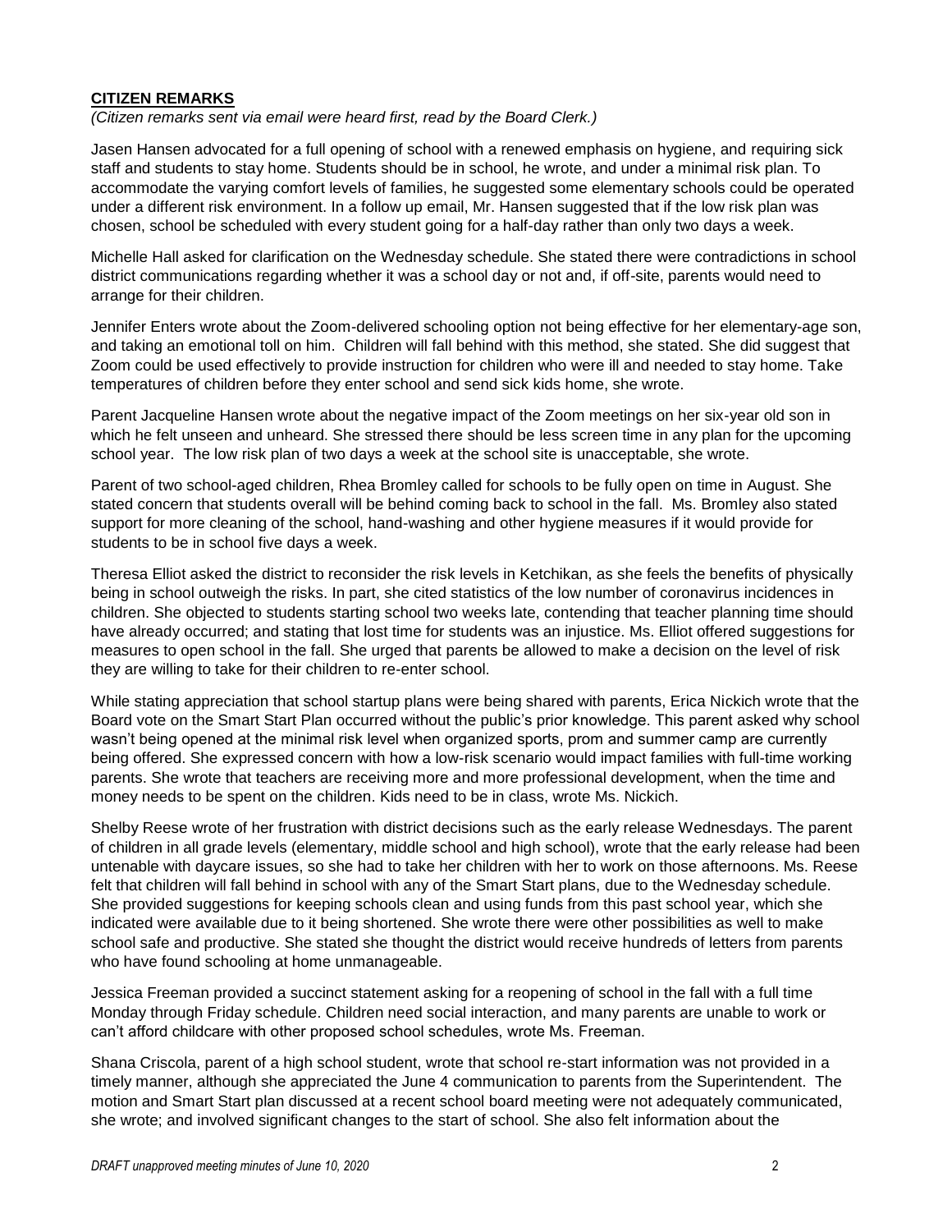**CITIZEN REMARKS**

*(Citizen remarks sent via email were heard first, read by the Board Clerk.)*

Jasen Hansen advocated for a full opening of school with a renewed emphasis on hygiene, and requiring sick staff and students to stay home. Students should be in school, he wrote, and under a minimal risk plan. To accommodate the varying comfort levels of families, he suggested some elementary schools could be operated under a different risk environment. In a follow up email, Mr. Hansen suggested that if the low risk plan was chosen, school be scheduled with every student going for a half-day rather than only two days a week.

Michelle Hall asked for clarification on the Wednesday schedule. She stated there were contradictions in school district communications regarding whether it was a school day or not and, if off-site, parents would need to arrange for their children.

Jennifer Enters wrote about the Zoom-delivered schooling option not being effective for her elementary-age son, and taking an emotional toll on him. Children will fall behind with this method, she stated. She did suggest that Zoom could be used effectively to provide instruction for children who were ill and needed to stay home. Take temperatures of children before they enter school and send sick kids home, she wrote.

Parent Jacqueline Hansen wrote about the negative impact of the Zoom meetings on her six-year old son in which he felt unseen and unheard. She stressed there should be less screen time in any plan for the upcoming school year. The low risk plan of two days a week at the school site is unacceptable, she wrote.

Parent of two school-aged children, Rhea Bromley called for schools to be fully open on time in August. She stated concern that students overall will be behind coming back to school in the fall. Ms. Bromley also stated support for more cleaning of the school, hand-washing and other hygiene measures if it would provide for students to be in school five days a week.

Theresa Elliot asked the district to reconsider the risk levels in Ketchikan, as she feels the benefits of physically being in school outweigh the risks. In part, she cited statistics of the low number of coronavirus incidences in children. She objected to students starting school two weeks late, contending that teacher planning time should have already occurred; and stating that lost time for students was an injustice. Ms. Elliot offered suggestions for measures to open school in the fall. She urged that parents be allowed to make a decision on the level of risk they are willing to take for their children to re-enter school.

While stating appreciation that school startup plans were being shared with parents, Erica Nickich wrote that the Board vote on the Smart Start Plan occurred without the public's prior knowledge. This parent asked why school wasn't being opened at the minimal risk level when organized sports, prom and summer camp are currently being offered. She expressed concern with how a low-risk scenario would impact families with full-time working parents. She wrote that teachers are receiving more and more professional development, when the time and money needs to be spent on the children. Kids need to be in class, wrote Ms. Nickich.

Shelby Reese wrote of her frustration with district decisions such as the early release Wednesdays. The parent of children in all grade levels (elementary, middle school and high school), wrote that the early release had been untenable with daycare issues, so she had to take her children with her to work on those afternoons. Ms. Reese felt that children will fall behind in school with any of the Smart Start plans, due to the Wednesday schedule. She provided suggestions for keeping schools clean and using funds from this past school year, which she indicated were available due to it being shortened. She wrote there were other possibilities as well to make school safe and productive. She stated she thought the district would receive hundreds of letters from parents who have found schooling at home unmanageable.

Jessica Freeman provided a succinct statement asking for a reopening of school in the fall with a full time Monday through Friday schedule. Children need social interaction, and many parents are unable to work or can't afford childcare with other proposed school schedules, wrote Ms. Freeman.

Shana Criscola, parent of a high school student, wrote that school re-start information was not provided in a timely manner, although she appreciated the June 4 communication to parents from the Superintendent. The motion and Smart Start plan discussed at a recent school board meeting were not adequately communicated, she wrote; and involved significant changes to the start of school. She also felt information about the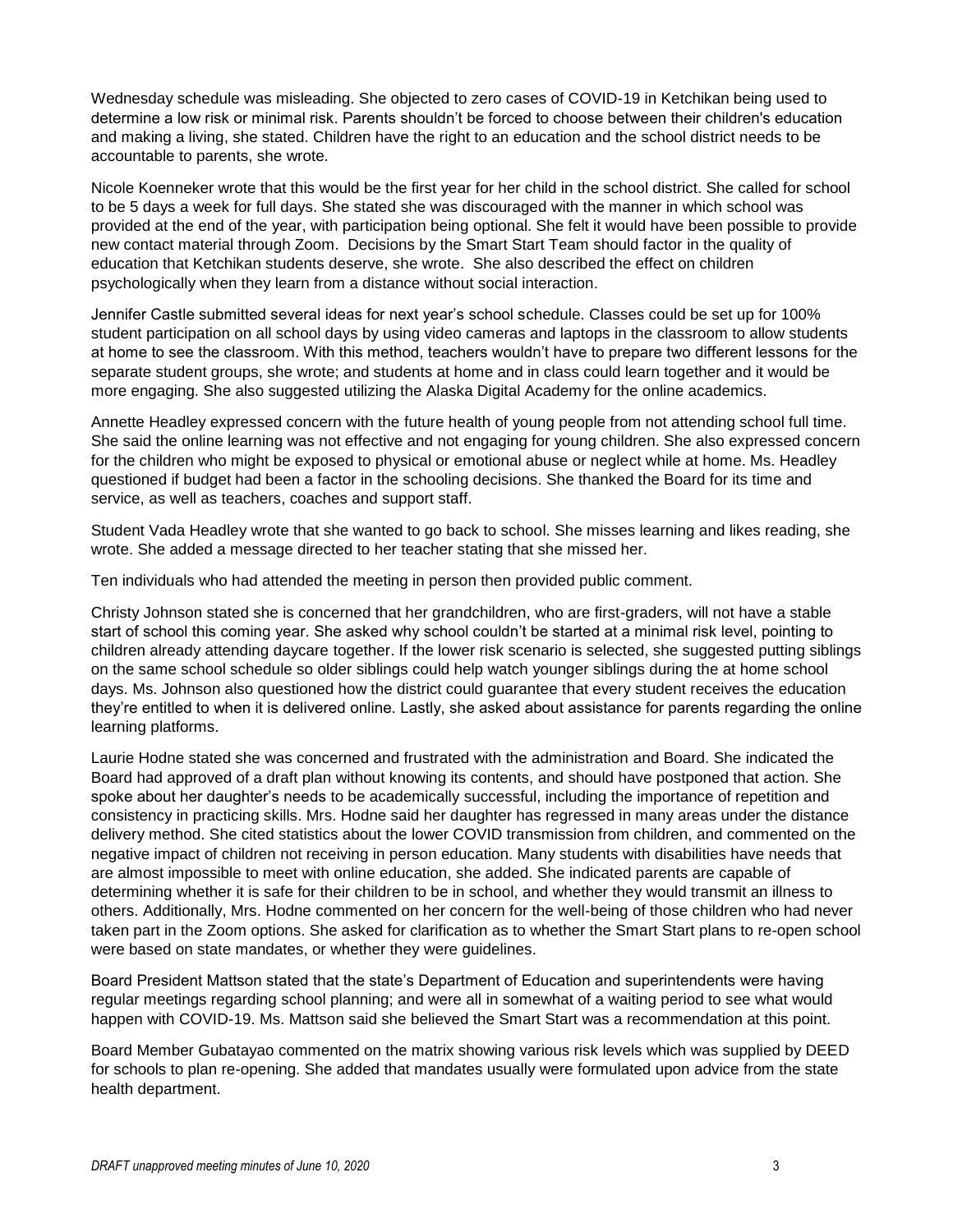Wednesday schedule was misleading. She objected to zero cases of COVID-19 in Ketchikan being used to determine a low risk or minimal risk. Parents shouldn't be forced to choose between their children's education and making a living, she stated. Children have the right to an education and the school district needs to be accountable to parents, she wrote.

Nicole Koenneker wrote that this would be the first year for her child in the school district. She called for school to be 5 days a week for full days. She stated she was discouraged with the manner in which school was provided at the end of the year, with participation being optional. She felt it would have been possible to provide new contact material through Zoom. Decisions by the Smart Start Team should factor in the quality of education that Ketchikan students deserve, she wrote. She also described the effect on children psychologically when they learn from a distance without social interaction.

Jennifer Castle submitted several ideas for next year's school schedule. Classes could be set up for 100% student participation on all school days by using video cameras and laptops in the classroom to allow students at home to see the classroom. With this method, teachers wouldn't have to prepare two different lessons for the separate student groups, she wrote; and students at home and in class could learn together and it would be more engaging. She also suggested utilizing the Alaska Digital Academy for the online academics.

Annette Headley expressed concern with the future health of young people from not attending school full time. She said the online learning was not effective and not engaging for young children. She also expressed concern for the children who might be exposed to physical or emotional abuse or neglect while at home. Ms. Headley questioned if budget had been a factor in the schooling decisions. She thanked the Board for its time and service, as well as teachers, coaches and support staff.

Student Vada Headley wrote that she wanted to go back to school. She misses learning and likes reading, she wrote. She added a message directed to her teacher stating that she missed her.

Ten individuals who had attended the meeting in person then provided public comment.

Christy Johnson stated she is concerned that her grandchildren, who are first-graders, will not have a stable start of school this coming year. She asked why school couldn't be started at a minimal risk level, pointing to children already attending daycare together. If the lower risk scenario is selected, she suggested putting siblings on the same school schedule so older siblings could help watch younger siblings during the at home school days. Ms. Johnson also questioned how the district could guarantee that every student receives the education they're entitled to when it is delivered online. Lastly, she asked about assistance for parents regarding the online learning platforms.

Laurie Hodne stated she was concerned and frustrated with the administration and Board. She indicated the Board had approved of a draft plan without knowing its contents, and should have postponed that action. She spoke about her daughter's needs to be academically successful, including the importance of repetition and consistency in practicing skills. Mrs. Hodne said her daughter has regressed in many areas under the distance delivery method. She cited statistics about the lower COVID transmission from children, and commented on the negative impact of children not receiving in person education. Many students with disabilities have needs that are almost impossible to meet with online education, she added. She indicated parents are capable of determining whether it is safe for their children to be in school, and whether they would transmit an illness to others. Additionally, Mrs. Hodne commented on her concern for the well-being of those children who had never taken part in the Zoom options. She asked for clarification as to whether the Smart Start plans to re-open school were based on state mandates, or whether they were guidelines.

Board President Mattson stated that the state's Department of Education and superintendents were having regular meetings regarding school planning; and were all in somewhat of a waiting period to see what would happen with COVID-19. Ms. Mattson said she believed the Smart Start was a recommendation at this point.

Board Member Gubatayao commented on the matrix showing various risk levels which was supplied by DEED for schools to plan re-opening. She added that mandates usually were formulated upon advice from the state health department.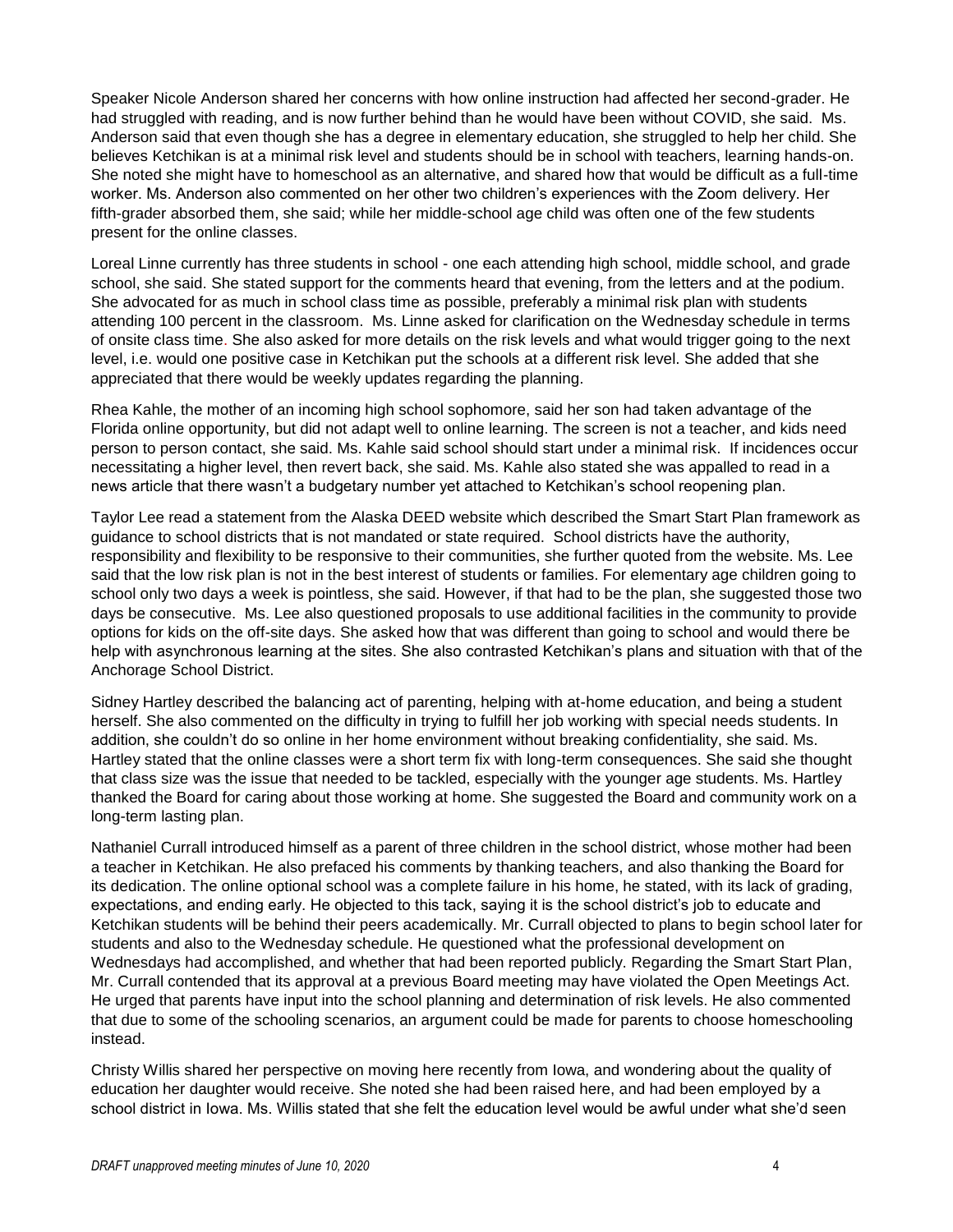Speaker Nicole Anderson shared her concerns with how online instruction had affected her second-grader. He had struggled with reading, and is now further behind than he would have been without COVID, she said. Ms. Anderson said that even though she has a degree in elementary education, she struggled to help her child. She believes Ketchikan is at a minimal risk level and students should be in school with teachers, learning hands-on. She noted she might have to homeschool as an alternative, and shared how that would be difficult as a full-time worker. Ms. Anderson also commented on her other two children's experiences with the Zoom delivery. Her fifth-grader absorbed them, she said; while her middle-school age child was often one of the few students present for the online classes.

Loreal Linne currently has three students in school - one each attending high school, middle school, and grade school, she said. She stated support for the comments heard that evening, from the letters and at the podium. She advocated for as much in school class time as possible, preferably a minimal risk plan with students attending 100 percent in the classroom. Ms. Linne asked for clarification on the Wednesday schedule in terms of onsite class time. She also asked for more details on the risk levels and what would trigger going to the next level, i.e. would one positive case in Ketchikan put the schools at a different risk level. She added that she appreciated that there would be weekly updates regarding the planning.

Rhea Kahle, the mother of an incoming high school sophomore, said her son had taken advantage of the Florida online opportunity, but did not adapt well to online learning. The screen is not a teacher, and kids need person to person contact, she said. Ms. Kahle said school should start under a minimal risk. If incidences occur necessitating a higher level, then revert back, she said. Ms. Kahle also stated she was appalled to read in a news article that there wasn't a budgetary number yet attached to Ketchikan's school reopening plan.

Taylor Lee read a statement from the Alaska DEED website which described the Smart Start Plan framework as guidance to school districts that is not mandated or state required. School districts have the authority, responsibility and flexibility to be responsive to their communities, she further quoted from the website. Ms. Lee said that the low risk plan is not in the best interest of students or families. For elementary age children going to school only two days a week is pointless, she said. However, if that had to be the plan, she suggested those two days be consecutive. Ms. Lee also questioned proposals to use additional facilities in the community to provide options for kids on the off-site days. She asked how that was different than going to school and would there be help with asynchronous learning at the sites. She also contrasted Ketchikan's plans and situation with that of the Anchorage School District.

Sidney Hartley described the balancing act of parenting, helping with at-home education, and being a student herself. She also commented on the difficulty in trying to fulfill her job working with special needs students. In addition, she couldn't do so online in her home environment without breaking confidentiality, she said. Ms. Hartley stated that the online classes were a short term fix with long-term consequences. She said she thought that class size was the issue that needed to be tackled, especially with the younger age students. Ms. Hartley thanked the Board for caring about those working at home. She suggested the Board and community work on a long-term lasting plan.

Nathaniel Currall introduced himself as a parent of three children in the school district, whose mother had been a teacher in Ketchikan. He also prefaced his comments by thanking teachers, and also thanking the Board for its dedication. The online optional school was a complete failure in his home, he stated, with its lack of grading, expectations, and ending early. He objected to this tack, saying it is the school district's job to educate and Ketchikan students will be behind their peers academically. Mr. Currall objected to plans to begin school later for students and also to the Wednesday schedule. He questioned what the professional development on Wednesdays had accomplished, and whether that had been reported publicly. Regarding the Smart Start Plan, Mr. Currall contended that its approval at a previous Board meeting may have violated the Open Meetings Act. He urged that parents have input into the school planning and determination of risk levels. He also commented that due to some of the schooling scenarios, an argument could be made for parents to choose homeschooling instead.

Christy Willis shared her perspective on moving here recently from Iowa, and wondering about the quality of education her daughter would receive. She noted she had been raised here, and had been employed by a school district in Iowa. Ms. Willis stated that she felt the education level would be awful under what she'd seen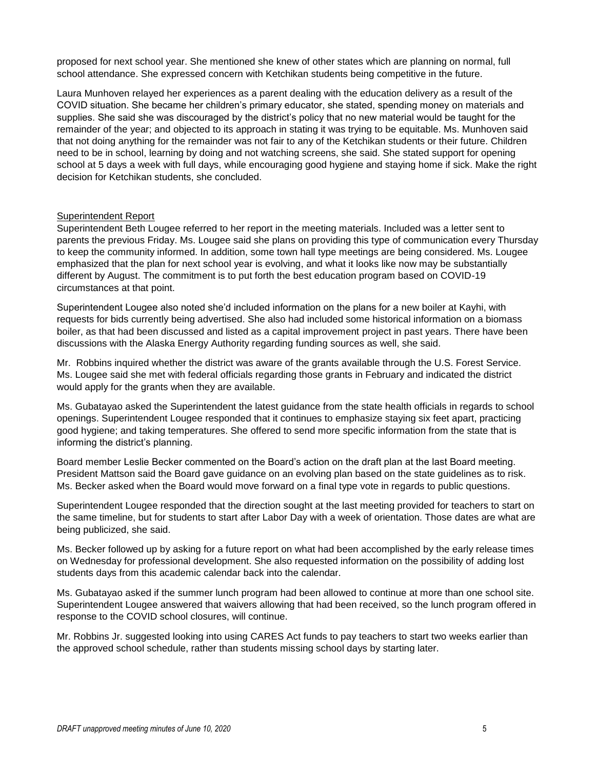proposed for next school year. She mentioned she knew of other states which are planning on normal, full school attendance. She expressed concern with Ketchikan students being competitive in the future.

Laura Munhoven relayed her experiences as a parent dealing with the education delivery as a result of the COVID situation. She became her children's primary educator, she stated, spending money on materials and supplies. She said she was discouraged by the district's policy that no new material would be taught for the remainder of the year; and objected to its approach in stating it was trying to be equitable. Ms. Munhoven said that not doing anything for the remainder was not fair to any of the Ketchikan students or their future. Children need to be in school, learning by doing and not watching screens, she said. She stated support for opening school at 5 days a week with full days, while encouraging good hygiene and staying home if sick. Make the right decision for Ketchikan students, she concluded.

## Superintendent Report

Superintendent Beth Lougee referred to her report in the meeting materials. Included was a letter sent to parents the previous Friday. Ms. Lougee said she plans on providing this type of communication every Thursday to keep the community informed. In addition, some town hall type meetings are being considered. Ms. Lougee emphasized that the plan for next school year is evolving, and what it looks like now may be substantially different by August. The commitment is to put forth the best education program based on COVID-19 circumstances at that point.

Superintendent Lougee also noted she'd included information on the plans for a new boiler at Kayhi, with requests for bids currently being advertised. She also had included some historical information on a biomass boiler, as that had been discussed and listed as a capital improvement project in past years. There have been discussions with the Alaska Energy Authority regarding funding sources as well, she said.

Mr. Robbins inquired whether the district was aware of the grants available through the U.S. Forest Service. Ms. Lougee said she met with federal officials regarding those grants in February and indicated the district would apply for the grants when they are available.

Ms. Gubatayao asked the Superintendent the latest guidance from the state health officials in regards to school openings. Superintendent Lougee responded that it continues to emphasize staying six feet apart, practicing good hygiene; and taking temperatures. She offered to send more specific information from the state that is informing the district's planning.

Board member Leslie Becker commented on the Board's action on the draft plan at the last Board meeting. President Mattson said the Board gave guidance on an evolving plan based on the state guidelines as to risk. Ms. Becker asked when the Board would move forward on a final type vote in regards to public questions.

Superintendent Lougee responded that the direction sought at the last meeting provided for teachers to start on the same timeline, but for students to start after Labor Day with a week of orientation. Those dates are what are being publicized, she said.

Ms. Becker followed up by asking for a future report on what had been accomplished by the early release times on Wednesday for professional development. She also requested information on the possibility of adding lost students days from this academic calendar back into the calendar.

Ms. Gubatayao asked if the summer lunch program had been allowed to continue at more than one school site. Superintendent Lougee answered that waivers allowing that had been received, so the lunch program offered in response to the COVID school closures, will continue.

Mr. Robbins Jr. suggested looking into using CARES Act funds to pay teachers to start two weeks earlier than the approved school schedule, rather than students missing school days by starting later.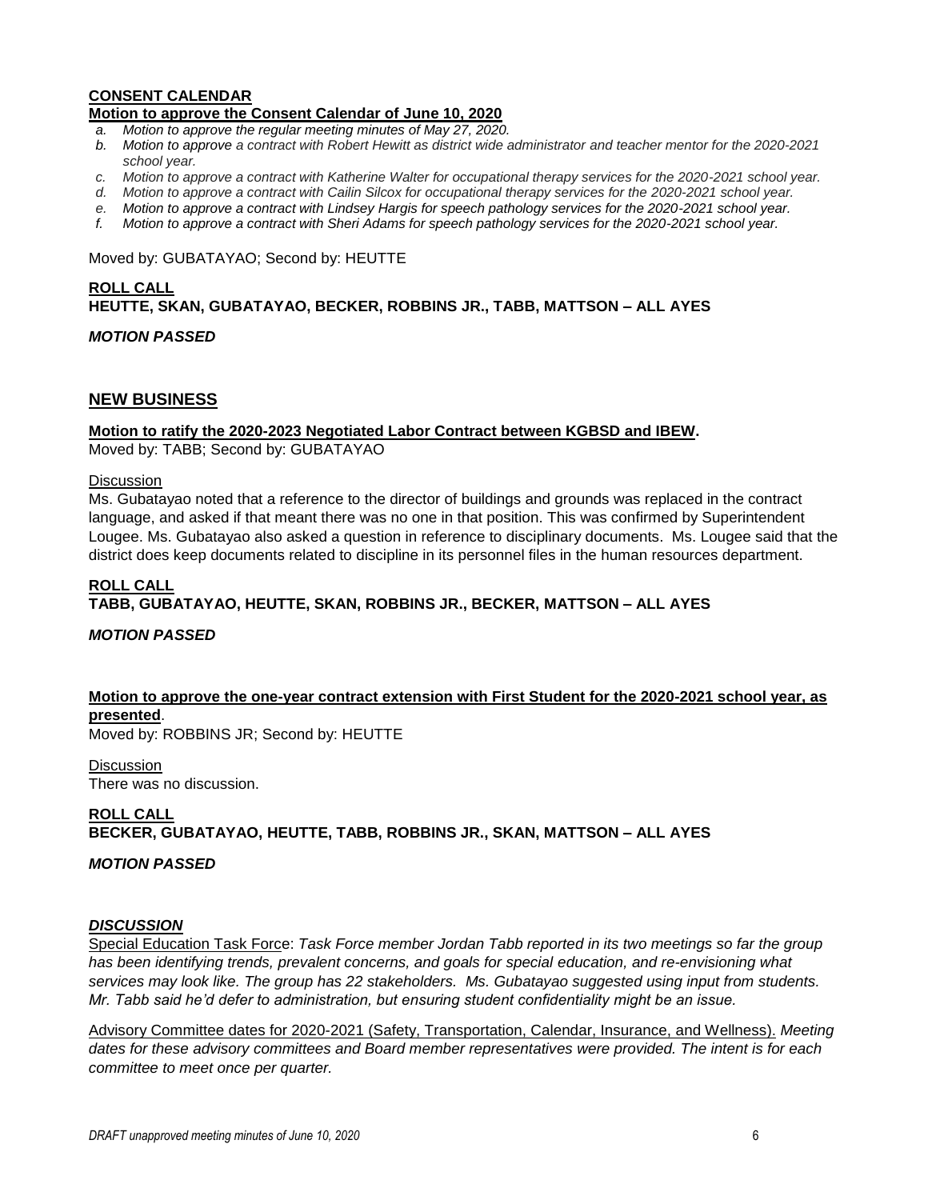**CONSENT CALENDAR**

**Motion to approve the Consent Calendar of June 10, 2020**

*a. Motion to approve the regular meeting minutes of May 27, 2020.*
*b. Motion to approve a contract with Robert Hewitt as district wide administrator and teacher mentor for the 2020-2021 school year.*
*c. Motion to approve a contract with Katherine Walter for occupational therapy services for the 2020-2021 school year.*
*d. Motion to approve a contract with Cailin Silcox for occupational therapy services for the 2020-2021 school year.*
*e. Motion to approve a contract with Lindsey Hargis for speech pathology services for the 2020-2021 school year.*
*f. Motion to approve a contract with Sheri Adams for speech pathology services for the 2020-2021 school year.*

Moved by: GUBATAYAO; Second by: HEUTTE

**ROLL CALL**
**HEUTTE, SKAN, GUBATAYAO, BECKER, ROBBINS JR., TABB, MATTSON – ALL AYES**

***MOTION PASSED***

## NEW BUSINESS

**Motion to ratify the 2020-2023 Negotiated Labor Contract between KGBSD and IBEW.**
Moved by: TABB; Second by: GUBATAYAO

Discussion
Ms. Gubatayao noted that a reference to the director of buildings and grounds was replaced in the contract language, and asked if that meant there was no one in that position. This was confirmed by Superintendent Lougee. Ms. Gubatayao also asked a question in reference to disciplinary documents. Ms. Lougee said that the district does keep documents related to discipline in its personnel files in the human resources department.

**ROLL CALL**
**TABB, GUBATAYAO, HEUTTE, SKAN, ROBBINS JR., BECKER, MATTSON – ALL AYES**

***MOTION PASSED***

**Motion to approve the one-year contract extension with First Student for the 2020-2021 school year, as presented**.
Moved by: ROBBINS JR; Second by: HEUTTE

Discussion
There was no discussion.

**ROLL CALL**
**BECKER, GUBATAYAO, HEUTTE, TABB, ROBBINS JR., SKAN, MATTSON – ALL AYES**

***MOTION PASSED***

***DISCUSSION***

Special Education Task Force: *Task Force member Jordan Tabb reported in its two meetings so far the group has been identifying trends, prevalent concerns, and goals for special education, and re-envisioning what services may look like. The group has 22 stakeholders. Ms. Gubatayao suggested using input from students. Mr. Tabb said he'd defer to administration, but ensuring student confidentiality might be an issue.*

Advisory Committee dates for 2020-2021 (Safety, Transportation, Calendar, Insurance, and Wellness). *Meeting dates for these advisory committees and Board member representatives were provided. The intent is for each committee to meet once per quarter.*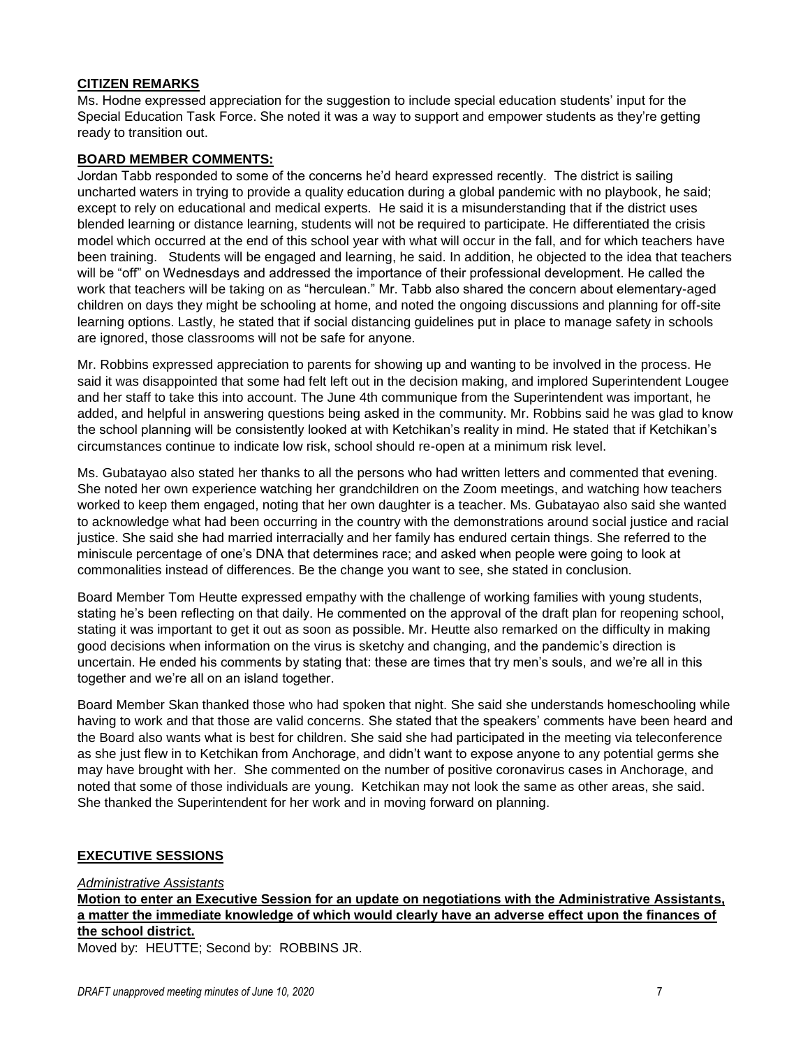## CITIZEN REMARKS

Ms. Hodne expressed appreciation for the suggestion to include special education students' input for the Special Education Task Force. She noted it was a way to support and empower students as they're getting ready to transition out.

## BOARD MEMBER COMMENTS:

Jordan Tabb responded to some of the concerns he'd heard expressed recently. The district is sailing uncharted waters in trying to provide a quality education during a global pandemic with no playbook, he said; except to rely on educational and medical experts. He said it is a misunderstanding that if the district uses blended learning or distance learning, students will not be required to participate. He differentiated the crisis model which occurred at the end of this school year with what will occur in the fall, and for which teachers have been training. Students will be engaged and learning, he said. In addition, he objected to the idea that teachers will be "off" on Wednesdays and addressed the importance of their professional development. He called the work that teachers will be taking on as "herculean." Mr. Tabb also shared the concern about elementary-aged children on days they might be schooling at home, and noted the ongoing discussions and planning for off-site learning options. Lastly, he stated that if social distancing guidelines put in place to manage safety in schools are ignored, those classrooms will not be safe for anyone.

Mr. Robbins expressed appreciation to parents for showing up and wanting to be involved in the process. He said it was disappointed that some had felt left out in the decision making, and implored Superintendent Lougee and her staff to take this into account. The June 4th communique from the Superintendent was important, he added, and helpful in answering questions being asked in the community. Mr. Robbins said he was glad to know the school planning will be consistently looked at with Ketchikan's reality in mind. He stated that if Ketchikan's circumstances continue to indicate low risk, school should re-open at a minimum risk level.

Ms. Gubatayao also stated her thanks to all the persons who had written letters and commented that evening. She noted her own experience watching her grandchildren on the Zoom meetings, and watching how teachers worked to keep them engaged, noting that her own daughter is a teacher. Ms. Gubatayao also said she wanted to acknowledge what had been occurring in the country with the demonstrations around social justice and racial justice. She said she had married interracially and her family has endured certain things. She referred to the miniscule percentage of one's DNA that determines race; and asked when people were going to look at commonalities instead of differences. Be the change you want to see, she stated in conclusion.

Board Member Tom Heutte expressed empathy with the challenge of working families with young students, stating he's been reflecting on that daily. He commented on the approval of the draft plan for reopening school, stating it was important to get it out as soon as possible. Mr. Heutte also remarked on the difficulty in making good decisions when information on the virus is sketchy and changing, and the pandemic's direction is uncertain. He ended his comments by stating that: these are times that try men's souls, and we're all in this together and we're all on an island together.

Board Member Skan thanked those who had spoken that night. She said she understands homeschooling while having to work and that those are valid concerns. She stated that the speakers' comments have been heard and the Board also wants what is best for children. She said she had participated in the meeting via teleconference as she just flew in to Ketchikan from Anchorage, and didn't want to expose anyone to any potential germs she may have brought with her. She commented on the number of positive coronavirus cases in Anchorage, and noted that some of those individuals are young. Ketchikan may not look the same as other areas, she said. She thanked the Superintendent for her work and in moving forward on planning.

## EXECUTIVE SESSIONS

*Administrative Assistants*

**Motion to enter an Executive Session for an update on negotiations with the Administrative Assistants, a matter the immediate knowledge of which would clearly have an adverse effect upon the finances of the school district.**

Moved by: HEUTTE; Second by: ROBBINS JR.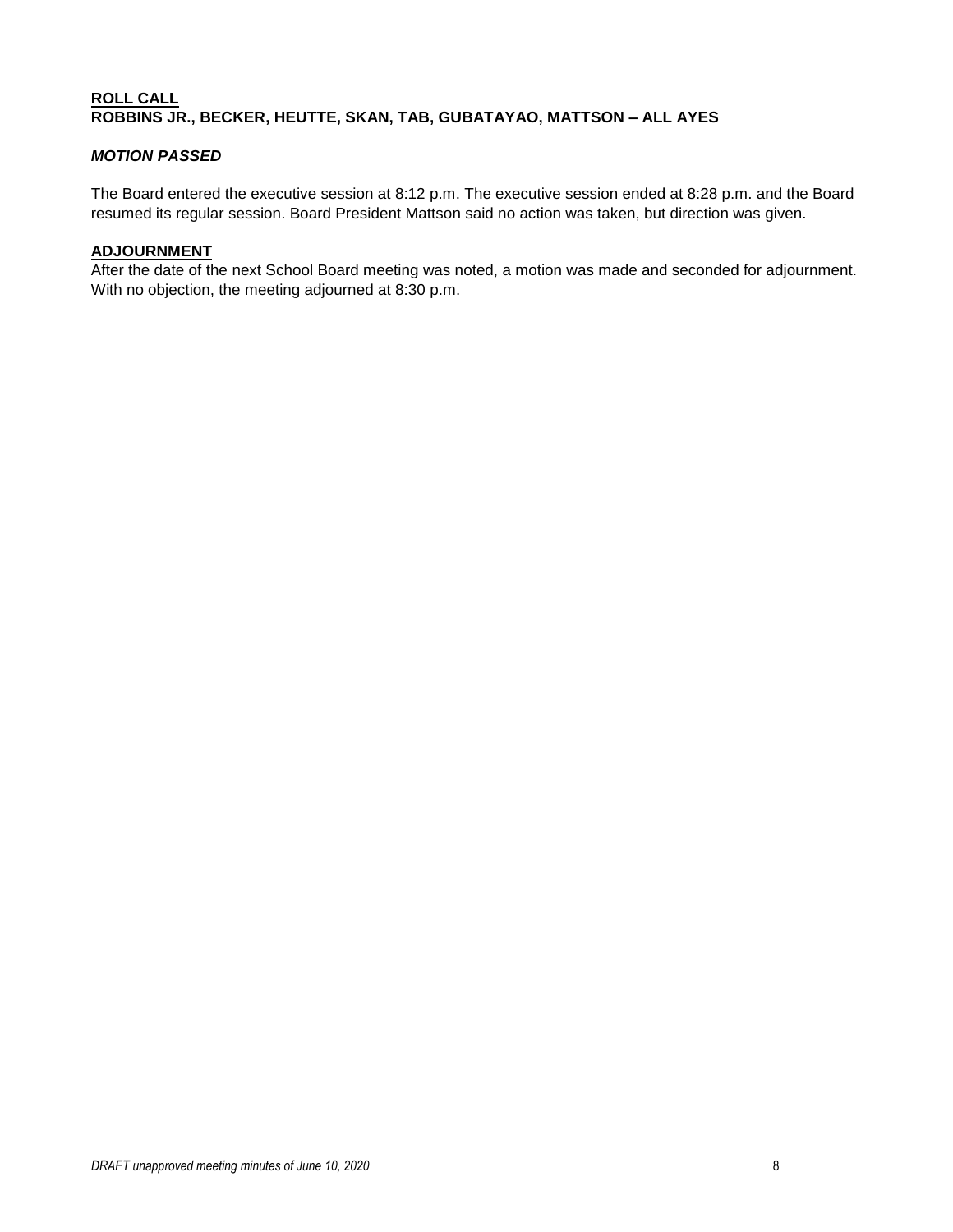**ROLL CALL**
**ROBBINS JR., BECKER, HEUTTE, SKAN, TAB, GUBATAYAO, MATTSON – ALL AYES**

***MOTION PASSED***

The Board entered the executive session at 8:12 p.m. The executive session ended at 8:28 p.m. and the Board resumed its regular session. Board President Mattson said no action was taken, but direction was given.

**ADJOURNMENT**

After the date of the next School Board meeting was noted, a motion was made and seconded for adjournment. With no objection, the meeting adjourned at 8:30 p.m.